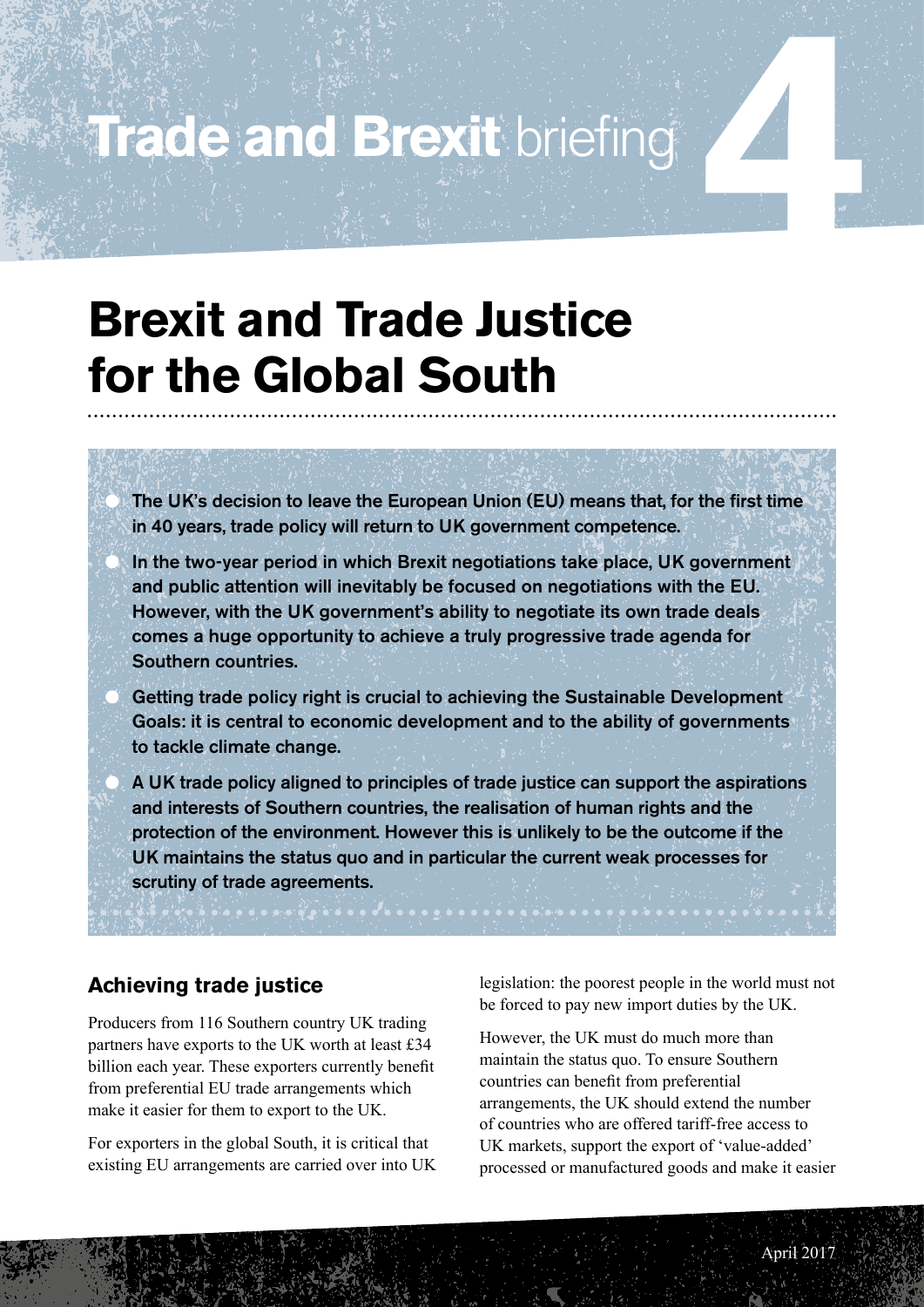Trade and Brexit briefing 4

# Brexit and Trade Justice for the Global South

- **The UK's decision to leave the European Union (EU) means that, for the first time in 40 years, trade policy will return to UK government competence.**
- **In the two-year period in which Brexit negotiations take place, UK government and public attention will inevitably be focused on negotiations with the EU. However, with the UK government's ability to negotiate its own trade deals comes a huge opportunity to achieve a truly progressive trade agenda for Southern countries.**
- **Getting trade policy right is crucial to achieving the Sustainable Development Goals: it is central to economic development and to the ability of governments to tackle climate change.**
- **A UK trade policy aligned to principles of trade justice can support the aspirations and interests of Southern countries, the realisation of human rights and the protection of the environment. However this is unlikely to be the outcome if the UK maintains the status quo and in particular the current weak processes for scrutiny of trade agreements.**

## Achieving trade justice

Producers from 116 Southern country UK trading partners have exports to the UK worth at least £34 billion each year. These exporters currently benefit from preferential EU trade arrangements which make it easier for them to export to the UK.

For exporters in the global South, it is critical that existing EU arrangements are carried over into UK legislation: the poorest people in the world must not be forced to pay new import duties by the UK.

However, the UK must do much more than maintain the status quo. To ensure Southern countries can benefit from preferential arrangements, the UK should extend the number of countries who are offered tariff-free access to UK markets, support the export of 'value-added' processed or manufactured goods and make it easier

April 2017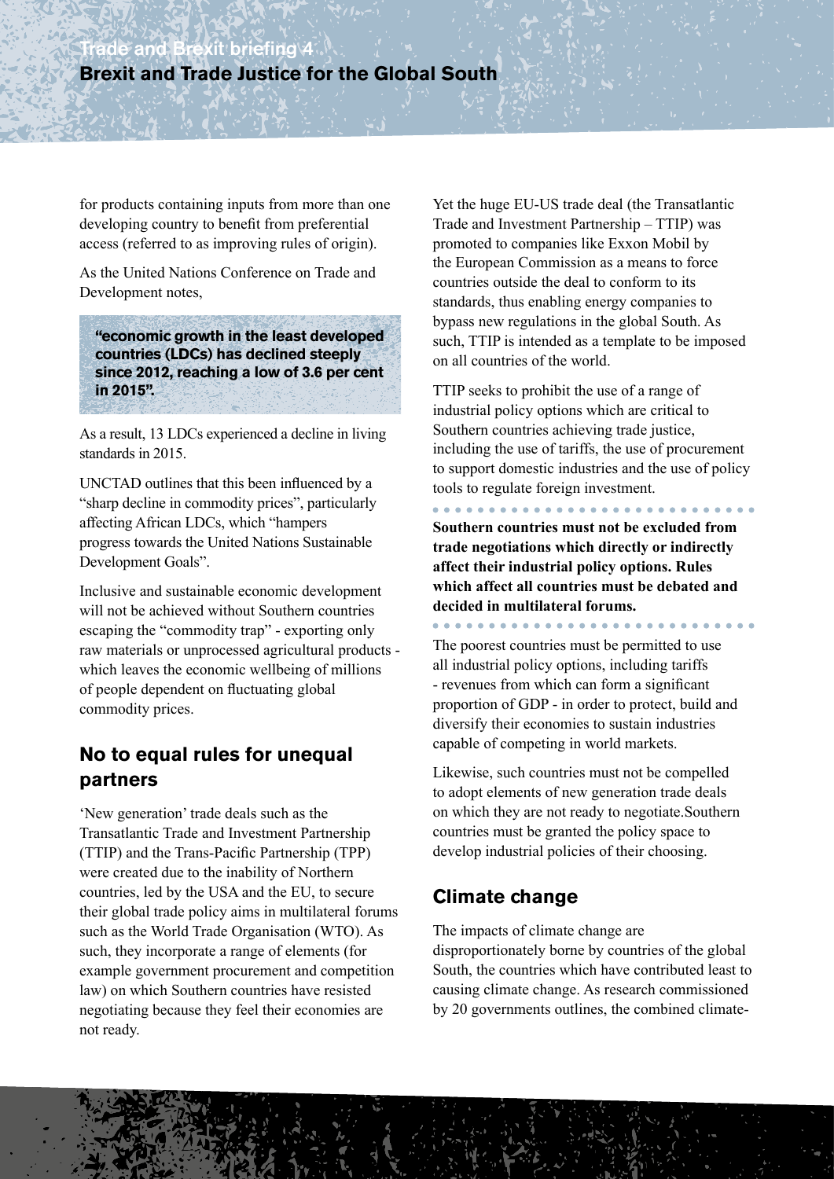for products containing inputs from more than one developing country to benefit from preferential access (referred to as improving rules of origin).

As the United Nations Conference on Trade and Development notes,

> **"economic growth in the least developed countries (LDCs) has declined steeply since 2012, reaching a low of 3.6 per cent in 2015".**

As a result, 13 LDCs experienced a decline in living standards in 2015.

UNCTAD outlines that this been influenced by a "sharp decline in commodity prices", particularly affecting African LDCs, which "hampers progress towards the United Nations Sustainable Development Goals".

Inclusive and sustainable economic development will not be achieved without Southern countries escaping the "commodity trap" - exporting only raw materials or unprocessed agricultural products - which leaves the economic wellbeing of millions of people dependent on fluctuating global commodity prices.

## No to equal rules for unequal partners

'New generation' trade deals such as the Transatlantic Trade and Investment Partnership (TTIP) and the Trans-Pacific Partnership (TPP) were created due to the inability of Northern countries, led by the USA and the EU, to secure their global trade policy aims in multilateral forums such as the World Trade Organisation (WTO). As such, they incorporate a range of elements (for example government procurement and competition law) on which Southern countries have resisted negotiating because they feel their economies are not ready.

Yet the huge EU-US trade deal (the Transatlantic Trade and Investment Partnership – TTIP) was promoted to companies like Exxon Mobil by the European Commission as a means to force countries outside the deal to conform to its standards, thus enabling energy companies to bypass new regulations in the global South. As such, TTIP is intended as a template to be imposed on all countries of the world.

TTIP seeks to prohibit the use of a range of industrial policy options which are critical to Southern countries achieving trade justice, including the use of tariffs, the use of procurement to support domestic industries and the use of policy tools to regulate foreign investment.

**Southern countries must not be excluded from trade negotiations which directly or indirectly affect their industrial policy options. Rules which affect all countries must be debated and decided in multilateral forums.**

The poorest countries must be permitted to use all industrial policy options, including tariffs - revenues from which can form a significant proportion of GDP - in order to protect, build and diversify their economies to sustain industries capable of competing in world markets.

Likewise, such countries must not be compelled to adopt elements of new generation trade deals on which they are not ready to negotiate.Southern countries must be granted the policy space to develop industrial policies of their choosing.

## Climate change

The impacts of climate change are disproportionately borne by countries of the global South, the countries which have contributed least to causing climate change. As research commissioned by 20 governments outlines, the combined climate-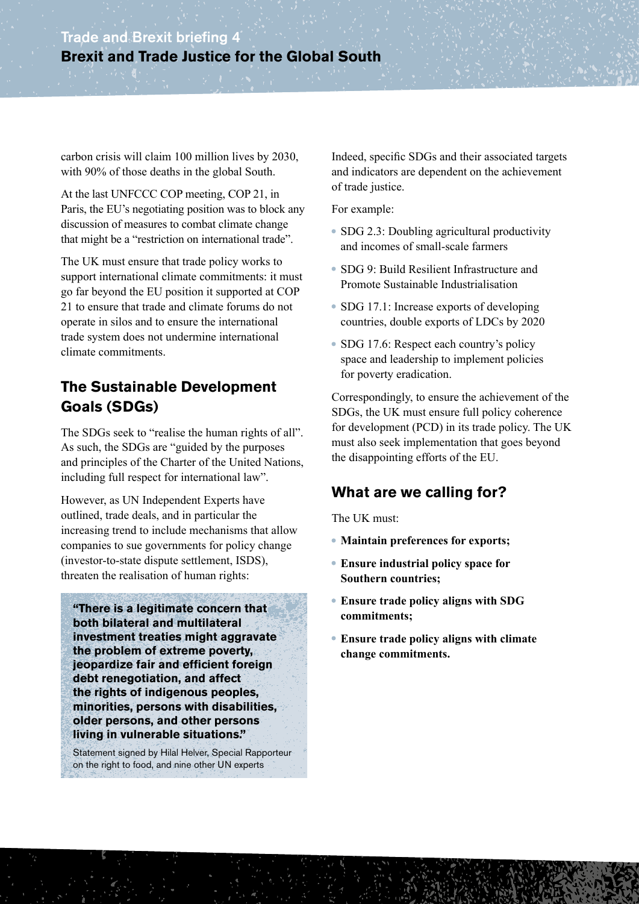carbon crisis will claim 100 million lives by 2030, with 90% of those deaths in the global South.

At the last UNFCCC COP meeting, COP 21, in Paris, the EU's negotiating position was to block any discussion of measures to combat climate change that might be a "restriction on international trade".

The UK must ensure that trade policy works to support international climate commitments: it must go far beyond the EU position it supported at COP 21 to ensure that trade and climate forums do not operate in silos and to ensure the international trade system does not undermine international climate commitments.

## The Sustainable Development Goals (SDGs)

The SDGs seek to "realise the human rights of all". As such, the SDGs are "guided by the purposes and principles of the Charter of the United Nations, including full respect for international law".

However, as UN Independent Experts have outlined, trade deals, and in particular the increasing trend to include mechanisms that allow companies to sue governments for policy change (investor-to-state dispute settlement, ISDS), threaten the realisation of human rights:

> **"There is a legitimate concern that both bilateral and multilateral investment treaties might aggravate the problem of extreme poverty, jeopardize fair and efficient foreign debt renegotiation, and affect the rights of indigenous peoples, minorities, persons with disabilities, older persons, and other persons living in vulnerable situations."**
>
> Statement signed by Hilal Helver, Special Rapporteur on the right to food, and nine other UN experts

Indeed, specific SDGs and their associated targets and indicators are dependent on the achievement of trade justice.

For example:

- SDG 2.3: Doubling agricultural productivity and incomes of small-scale farmers
- SDG 9: Build Resilient Infrastructure and Promote Sustainable Industrialisation
- SDG 17.1: Increase exports of developing countries, double exports of LDCs by 2020
- SDG 17.6: Respect each country's policy space and leadership to implement policies for poverty eradication.

Correspondingly, to ensure the achievement of the SDGs, the UK must ensure full policy coherence for development (PCD) in its trade policy. The UK must also seek implementation that goes beyond the disappointing efforts of the EU.

## What are we calling for?

The UK must:

- **Maintain preferences for exports;**
- **Ensure industrial policy space for Southern countries;**
- **Ensure trade policy aligns with SDG commitments;**
- **Ensure trade policy aligns with climate change commitments.**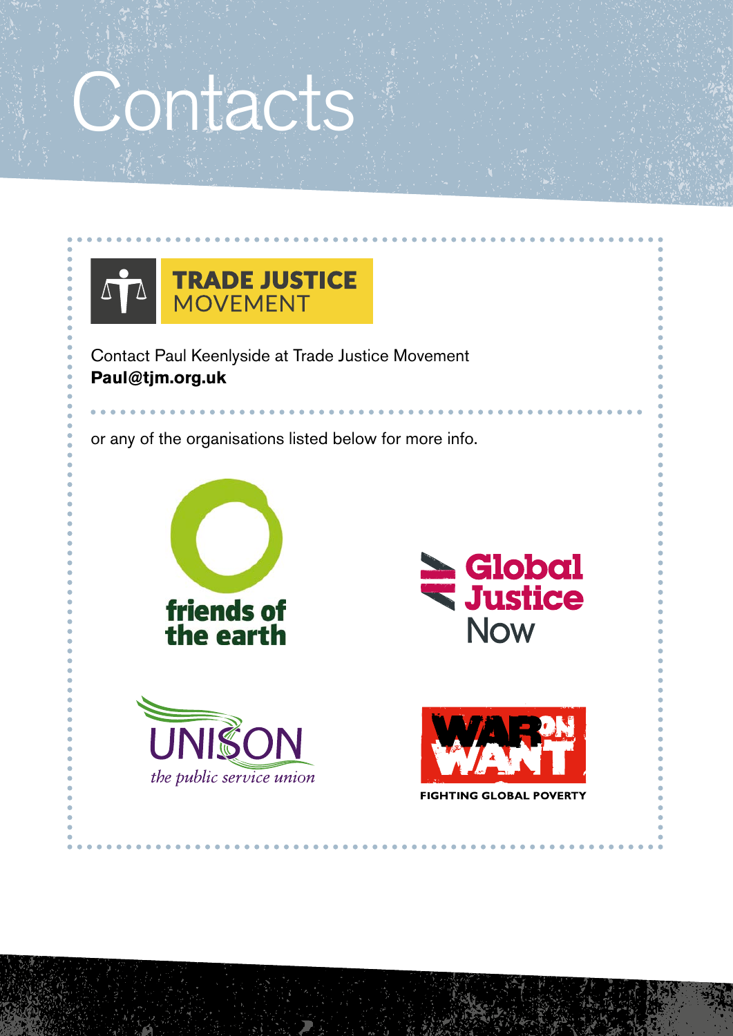# Contacts

**TRADE JUSTICE** MOVEMENT

Contact Paul Keenlyside at Trade Justice Movement
**Paul@tjm.org.uk**

or any of the organisations listed below for more info.

friends of the earth

Global Justice Now

UNISON
*the public service union*

WAR ON WANT
FIGHTING GLOBAL POVERTY